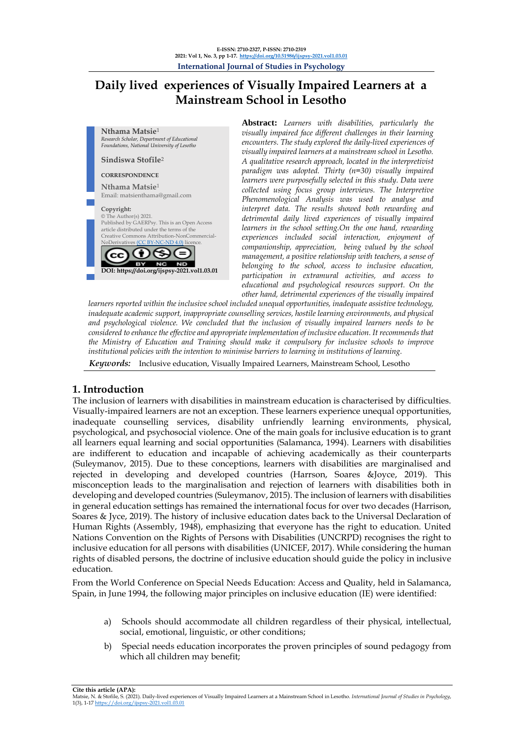# Daily lived experiences of Visually Impaired Learners at a Mainstream School in Lesotho

**Nthama Matsie**[1]
*Research Scholar, Department of Educational Foundations, National University of Lesotho*

**Sindiswa Stofile**[2]

**CORRESPONDENCE**

**Nthama Matsie**[1]
Email: matsienthama@gmail.com

**Copyright:**
© The Author(s) 2021.
Published by GAERPsy. This is an Open Access article distributed under the terms of the Creative Commons Attribution-NonCommercial-NoDerivatives (CC BY-NC-ND 4.0) licence.

**DOI: https://doi.org/ijspsy-2021.vol1.03.01**

**Abstract:** *Learners with disabilities, particularly the visually impaired face different challenges in their learning encounters. The study explored the daily-lived experiences of visually impaired learners at a mainstream school in Lesotho. A qualitative research approach, located in the interpretivist paradigm was adopted. Thirty (n=30) visually impaired learners were purposefully selected in this study. Data were collected using focus group interviews. The Interpretive Phenomenological Analysis was used to analyse and interpret data. The results showed both rewarding and detrimental daily lived experiences of visually impaired learners in the school setting.On the one hand, rewarding experiences included social interaction, enjoyment of companionship, appreciation, being valued by the school management, a positive relationship with teachers, a sense of belonging to the school, access to inclusive education, participation in extramural activities, and access to educational and psychological resources support. On the other hand, detrimental experiences of the visually impaired learners reported within the inclusive school included unequal opportunities, inadequate assistive technology, inadequate academic support, inappropriate counselling services, hostile learning environments, and physical and psychological violence. We concluded that the inclusion of visually impaired learners needs to be considered to enhance the effective and appropriate implementation of inclusive education. It recommends that the Ministry of Education and Training should make it compulsory for inclusive schools to improve institutional policies with the intention to minimise barriers to learning in institutions of learning.*

***Keywords:*** Inclusive education, Visually Impaired Learners, Mainstream School, Lesotho

## 1. Introduction

The inclusion of learners with disabilities in mainstream education is characterised by difficulties. Visually-impaired learners are not an exception. These learners experience unequal opportunities, inadequate counselling services, disability unfriendly learning environments, physical, psychological, and psychosocial violence. One of the main goals for inclusive education is to grant all learners equal learning and social opportunities (Salamanca, 1994). Learners with disabilities are indifferent to education and incapable of achieving academically as their counterparts (Suleymanov, 2015). Due to these conceptions, learners with disabilities are marginalised and rejected in developing and developed countries (Harrson, Soares &Joyce, 2019). This misconception leads to the marginalisation and rejection of learners with disabilities both in developing and developed countries (Suleymanov, 2015). The inclusion of learners with disabilities in general education settings has remained the international focus for over two decades (Harrison, Soares & Jyce, 2019). The history of inclusive education dates back to the Universal Declaration of Human Rights (Assembly, 1948), emphasizing that everyone has the right to education. United Nations Convention on the Rights of Persons with Disabilities (UNCRPD) recognises the right to inclusive education for all persons with disabilities (UNICEF, 2017). While considering the human rights of disabled persons, the doctrine of inclusive education should guide the policy in inclusive education.

From the World Conference on Special Needs Education: Access and Quality, held in Salamanca, Spain, in June 1994, the following major principles on inclusive education (IE) were identified:

a) Schools should accommodate all children regardless of their physical, intellectual, social, emotional, linguistic, or other conditions;

b) Special needs education incorporates the proven principles of sound pedagogy from which all children may benefit;

**Cite this article (APA):**
Matsie, N. & Stofile, S. (2021). Daily-lived experiences of Visually Impaired Learners at a Mainstream School in Lesotho. *International Journal of Studies in Psychology*, 1(3), 1-17 https://doi.org/ijspsy-2021.vol1.03.01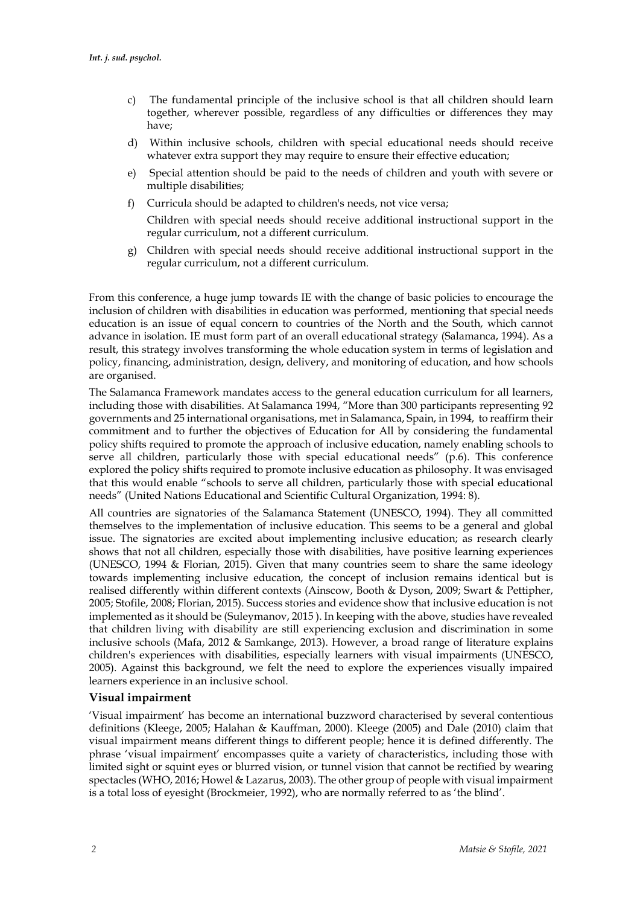c) The fundamental principle of the inclusive school is that all children should learn together, wherever possible, regardless of any difficulties or differences they may have;

d) Within inclusive schools, children with special educational needs should receive whatever extra support they may require to ensure their effective education;

e) Special attention should be paid to the needs of children and youth with severe or multiple disabilities;

f) Curricula should be adapted to children's needs, not vice versa;

   Children with special needs should receive additional instructional support in the regular curriculum, not a different curriculum.

g) Children with special needs should receive additional instructional support in the regular curriculum, not a different curriculum.

From this conference, a huge jump towards IE with the change of basic policies to encourage the inclusion of children with disabilities in education was performed, mentioning that special needs education is an issue of equal concern to countries of the North and the South, which cannot advance in isolation. IE must form part of an overall educational strategy (Salamanca, 1994). As a result, this strategy involves transforming the whole education system in terms of legislation and policy, financing, administration, design, delivery, and monitoring of education, and how schools are organised.

The Salamanca Framework mandates access to the general education curriculum for all learners, including those with disabilities. At Salamanca 1994, "More than 300 participants representing 92 governments and 25 international organisations, met in Salamanca, Spain, in 1994, to reaffirm their commitment and to further the objectives of Education for All by considering the fundamental policy shifts required to promote the approach of inclusive education, namely enabling schools to serve all children, particularly those with special educational needs" (p.6). This conference explored the policy shifts required to promote inclusive education as philosophy. It was envisaged that this would enable "schools to serve all children, particularly those with special educational needs" (United Nations Educational and Scientific Cultural Organization, 1994: 8).

All countries are signatories of the Salamanca Statement (UNESCO, 1994). They all committed themselves to the implementation of inclusive education. This seems to be a general and global issue. The signatories are excited about implementing inclusive education; as research clearly shows that not all children, especially those with disabilities, have positive learning experiences (UNESCO, 1994 & Florian, 2015). Given that many countries seem to share the same ideology towards implementing inclusive education, the concept of inclusion remains identical but is realised differently within different contexts (Ainscow, Booth & Dyson, 2009; Swart & Pettipher, 2005; Stofile, 2008; Florian, 2015). Success stories and evidence show that inclusive education is not implemented as it should be (Suleymanov, 2015 ). In keeping with the above, studies have revealed that children living with disability are still experiencing exclusion and discrimination in some inclusive schools (Mafa, 2012 & Samkange, 2013). However, a broad range of literature explains children's experiences with disabilities, especially learners with visual impairments (UNESCO, 2005). Against this background, we felt the need to explore the experiences visually impaired learners experience in an inclusive school.

## Visual impairment

'Visual impairment' has become an international buzzword characterised by several contentious definitions (Kleege, 2005; Halahan & Kauffman, 2000). Kleege (2005) and Dale (2010) claim that visual impairment means different things to different people; hence it is defined differently. The phrase 'visual impairment' encompasses quite a variety of characteristics, including those with limited sight or squint eyes or blurred vision, or tunnel vision that cannot be rectified by wearing spectacles (WHO, 2016; Howel & Lazarus, 2003). The other group of people with visual impairment is a total loss of eyesight (Brockmeier, 1992), who are normally referred to as 'the blind'.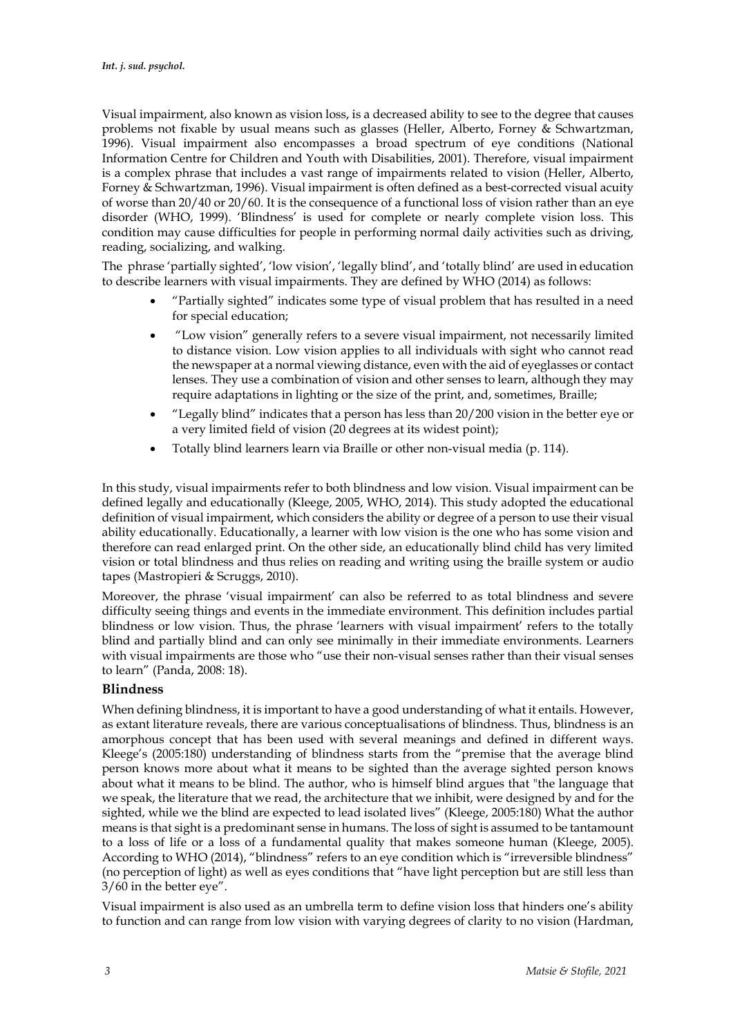Visual impairment, also known as vision loss, is a decreased ability to see to the degree that causes problems not fixable by usual means such as glasses (Heller, Alberto, Forney & Schwartzman, 1996). Visual impairment also encompasses a broad spectrum of eye conditions (National Information Centre for Children and Youth with Disabilities, 2001). Therefore, visual impairment is a complex phrase that includes a vast range of impairments related to vision (Heller, Alberto, Forney & Schwartzman, 1996). Visual impairment is often defined as a best-corrected visual acuity of worse than 20/40 or 20/60. It is the consequence of a functional loss of vision rather than an eye disorder (WHO, 1999). 'Blindness' is used for complete or nearly complete vision loss. This condition may cause difficulties for people in performing normal daily activities such as driving, reading, socializing, and walking.

The phrase 'partially sighted', 'low vision', 'legally blind', and 'totally blind' are used in education to describe learners with visual impairments. They are defined by WHO (2014) as follows:

- "Partially sighted" indicates some type of visual problem that has resulted in a need for special education;
- "Low vision" generally refers to a severe visual impairment, not necessarily limited to distance vision. Low vision applies to all individuals with sight who cannot read the newspaper at a normal viewing distance, even with the aid of eyeglasses or contact lenses. They use a combination of vision and other senses to learn, although they may require adaptations in lighting or the size of the print, and, sometimes, Braille;
- "Legally blind" indicates that a person has less than 20/200 vision in the better eye or a very limited field of vision (20 degrees at its widest point);
- Totally blind learners learn via Braille or other non-visual media (p. 114).

In this study, visual impairments refer to both blindness and low vision. Visual impairment can be defined legally and educationally (Kleege, 2005, WHO, 2014). This study adopted the educational definition of visual impairment, which considers the ability or degree of a person to use their visual ability educationally. Educationally, a learner with low vision is the one who has some vision and therefore can read enlarged print. On the other side, an educationally blind child has very limited vision or total blindness and thus relies on reading and writing using the braille system or audio tapes (Mastropieri & Scruggs, 2010).

Moreover, the phrase 'visual impairment' can also be referred to as total blindness and severe difficulty seeing things and events in the immediate environment. This definition includes partial blindness or low vision. Thus, the phrase 'learners with visual impairment' refers to the totally blind and partially blind and can only see minimally in their immediate environments. Learners with visual impairments are those who "use their non-visual senses rather than their visual senses to learn" (Panda, 2008: 18).

## Blindness

When defining blindness, it is important to have a good understanding of what it entails. However, as extant literature reveals, there are various conceptualisations of blindness. Thus, blindness is an amorphous concept that has been used with several meanings and defined in different ways. Kleege's (2005:180) understanding of blindness starts from the "premise that the average blind person knows more about what it means to be sighted than the average sighted person knows about what it means to be blind. The author, who is himself blind argues that "the language that we speak, the literature that we read, the architecture that we inhibit, were designed by and for the sighted, while we the blind are expected to lead isolated lives" (Kleege, 2005:180) What the author means is that sight is a predominant sense in humans. The loss of sight is assumed to be tantamount to a loss of life or a loss of a fundamental quality that makes someone human (Kleege, 2005). According to WHO (2014), "blindness" refers to an eye condition which is "irreversible blindness" (no perception of light) as well as eyes conditions that "have light perception but are still less than 3/60 in the better eye".

Visual impairment is also used as an umbrella term to define vision loss that hinders one's ability to function and can range from low vision with varying degrees of clarity to no vision (Hardman,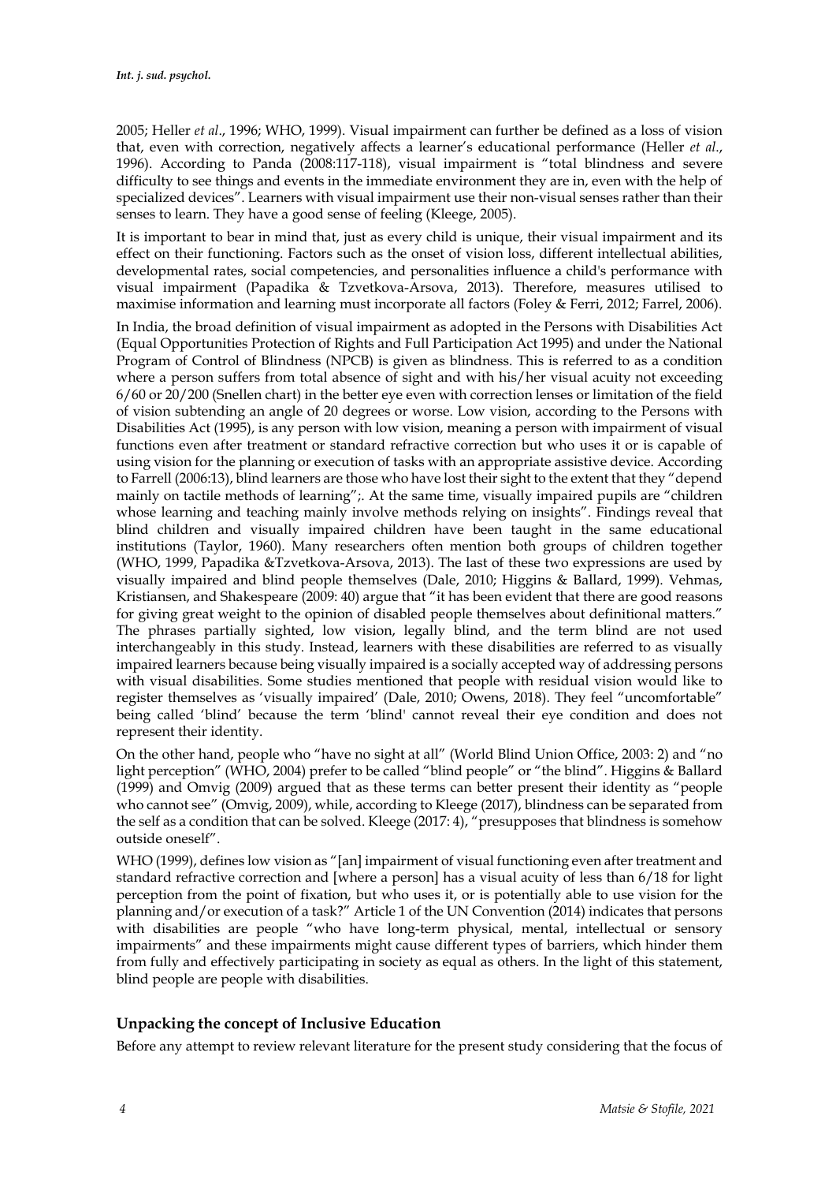2005; Heller *et al*., 1996; WHO, 1999). Visual impairment can further be defined as a loss of vision that, even with correction, negatively affects a learner's educational performance (Heller *et al*., 1996). According to Panda (2008:117-118), visual impairment is "total blindness and severe difficulty to see things and events in the immediate environment they are in, even with the help of specialized devices". Learners with visual impairment use their non-visual senses rather than their senses to learn. They have a good sense of feeling (Kleege, 2005).

It is important to bear in mind that, just as every child is unique, their visual impairment and its effect on their functioning. Factors such as the onset of vision loss, different intellectual abilities, developmental rates, social competencies, and personalities influence a child's performance with visual impairment (Papadika & Tzvetkova-Arsova, 2013). Therefore, measures utilised to maximise information and learning must incorporate all factors (Foley & Ferri, 2012; Farrel, 2006).

In India, the broad definition of visual impairment as adopted in the Persons with Disabilities Act (Equal Opportunities Protection of Rights and Full Participation Act 1995) and under the National Program of Control of Blindness (NPCB) is given as blindness. This is referred to as a condition where a person suffers from total absence of sight and with his/her visual acuity not exceeding 6/60 or 20/200 (Snellen chart) in the better eye even with correction lenses or limitation of the field of vision subtending an angle of 20 degrees or worse. Low vision, according to the Persons with Disabilities Act (1995), is any person with low vision, meaning a person with impairment of visual functions even after treatment or standard refractive correction but who uses it or is capable of using vision for the planning or execution of tasks with an appropriate assistive device. According to Farrell (2006:13), blind learners are those who have lost their sight to the extent that they "depend mainly on tactile methods of learning";. At the same time, visually impaired pupils are "children whose learning and teaching mainly involve methods relying on insights". Findings reveal that blind children and visually impaired children have been taught in the same educational institutions (Taylor, 1960). Many researchers often mention both groups of children together (WHO, 1999, Papadika &Tzvetkova-Arsova, 2013). The last of these two expressions are used by visually impaired and blind people themselves (Dale, 2010; Higgins & Ballard, 1999). Vehmas, Kristiansen, and Shakespeare (2009: 40) argue that "it has been evident that there are good reasons for giving great weight to the opinion of disabled people themselves about definitional matters." The phrases partially sighted, low vision, legally blind, and the term blind are not used interchangeably in this study. Instead, learners with these disabilities are referred to as visually impaired learners because being visually impaired is a socially accepted way of addressing persons with visual disabilities. Some studies mentioned that people with residual vision would like to register themselves as 'visually impaired' (Dale, 2010; Owens, 2018). They feel "uncomfortable" being called 'blind' because the term 'blind' cannot reveal their eye condition and does not represent their identity.

On the other hand, people who "have no sight at all" (World Blind Union Office, 2003: 2) and "no light perception" (WHO, 2004) prefer to be called "blind people" or "the blind". Higgins & Ballard (1999) and Omvig (2009) argued that as these terms can better present their identity as "people who cannot see" (Omvig, 2009), while, according to Kleege (2017), blindness can be separated from the self as a condition that can be solved. Kleege (2017: 4), "presupposes that blindness is somehow outside oneself".

WHO (1999), defines low vision as "[an] impairment of visual functioning even after treatment and standard refractive correction and [where a person] has a visual acuity of less than 6/18 for light perception from the point of fixation, but who uses it, or is potentially able to use vision for the planning and/or execution of a task?" Article 1 of the UN Convention (2014) indicates that persons with disabilities are people "who have long-term physical, mental, intellectual or sensory impairments" and these impairments might cause different types of barriers, which hinder them from fully and effectively participating in society as equal as others. In the light of this statement, blind people are people with disabilities.

## Unpacking the concept of Inclusive Education

Before any attempt to review relevant literature for the present study considering that the focus of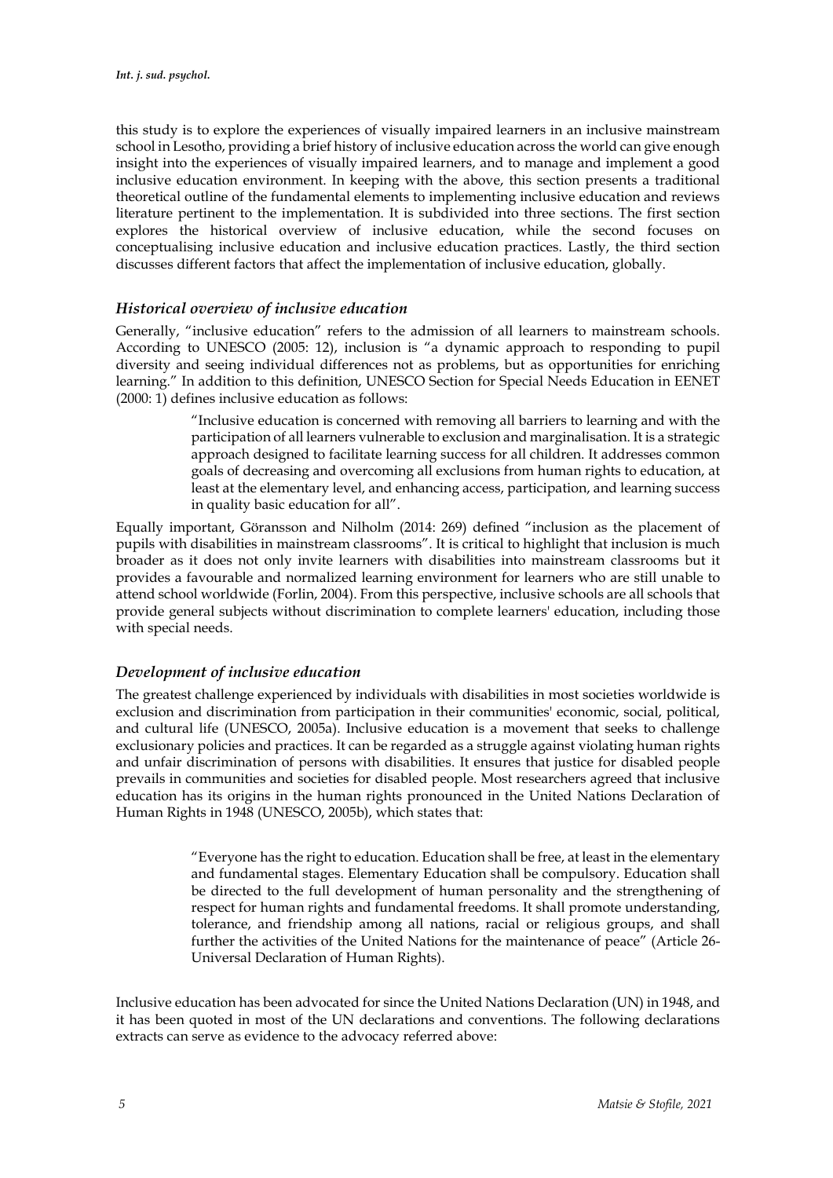this study is to explore the experiences of visually impaired learners in an inclusive mainstream school in Lesotho, providing a brief history of inclusive education across the world can give enough insight into the experiences of visually impaired learners, and to manage and implement a good inclusive education environment. In keeping with the above, this section presents a traditional theoretical outline of the fundamental elements to implementing inclusive education and reviews literature pertinent to the implementation. It is subdivided into three sections. The first section explores the historical overview of inclusive education, while the second focuses on conceptualising inclusive education and inclusive education practices. Lastly, the third section discusses different factors that affect the implementation of inclusive education, globally.

### *Historical overview of inclusive education*

Generally, "inclusive education" refers to the admission of all learners to mainstream schools. According to UNESCO (2005: 12), inclusion is "a dynamic approach to responding to pupil diversity and seeing individual differences not as problems, but as opportunities for enriching learning." In addition to this definition, UNESCO Section for Special Needs Education in EENET (2000: 1) defines inclusive education as follows:

> "Inclusive education is concerned with removing all barriers to learning and with the participation of all learners vulnerable to exclusion and marginalisation. It is a strategic approach designed to facilitate learning success for all children. It addresses common goals of decreasing and overcoming all exclusions from human rights to education, at least at the elementary level, and enhancing access, participation, and learning success in quality basic education for all".

Equally important, Göransson and Nilholm (2014: 269) defined "inclusion as the placement of pupils with disabilities in mainstream classrooms". It is critical to highlight that inclusion is much broader as it does not only invite learners with disabilities into mainstream classrooms but it provides a favourable and normalized learning environment for learners who are still unable to attend school worldwide (Forlin, 2004). From this perspective, inclusive schools are all schools that provide general subjects without discrimination to complete learners' education, including those with special needs.

### *Development of inclusive education*

The greatest challenge experienced by individuals with disabilities in most societies worldwide is exclusion and discrimination from participation in their communities' economic, social, political, and cultural life (UNESCO, 2005a). Inclusive education is a movement that seeks to challenge exclusionary policies and practices. It can be regarded as a struggle against violating human rights and unfair discrimination of persons with disabilities. It ensures that justice for disabled people prevails in communities and societies for disabled people. Most researchers agreed that inclusive education has its origins in the human rights pronounced in the United Nations Declaration of Human Rights in 1948 (UNESCO, 2005b), which states that:

> "Everyone has the right to education. Education shall be free, at least in the elementary and fundamental stages. Elementary Education shall be compulsory. Education shall be directed to the full development of human personality and the strengthening of respect for human rights and fundamental freedoms. It shall promote understanding, tolerance, and friendship among all nations, racial or religious groups, and shall further the activities of the United Nations for the maintenance of peace" (Article 26-Universal Declaration of Human Rights).

Inclusive education has been advocated for since the United Nations Declaration (UN) in 1948, and it has been quoted in most of the UN declarations and conventions. The following declarations extracts can serve as evidence to the advocacy referred above: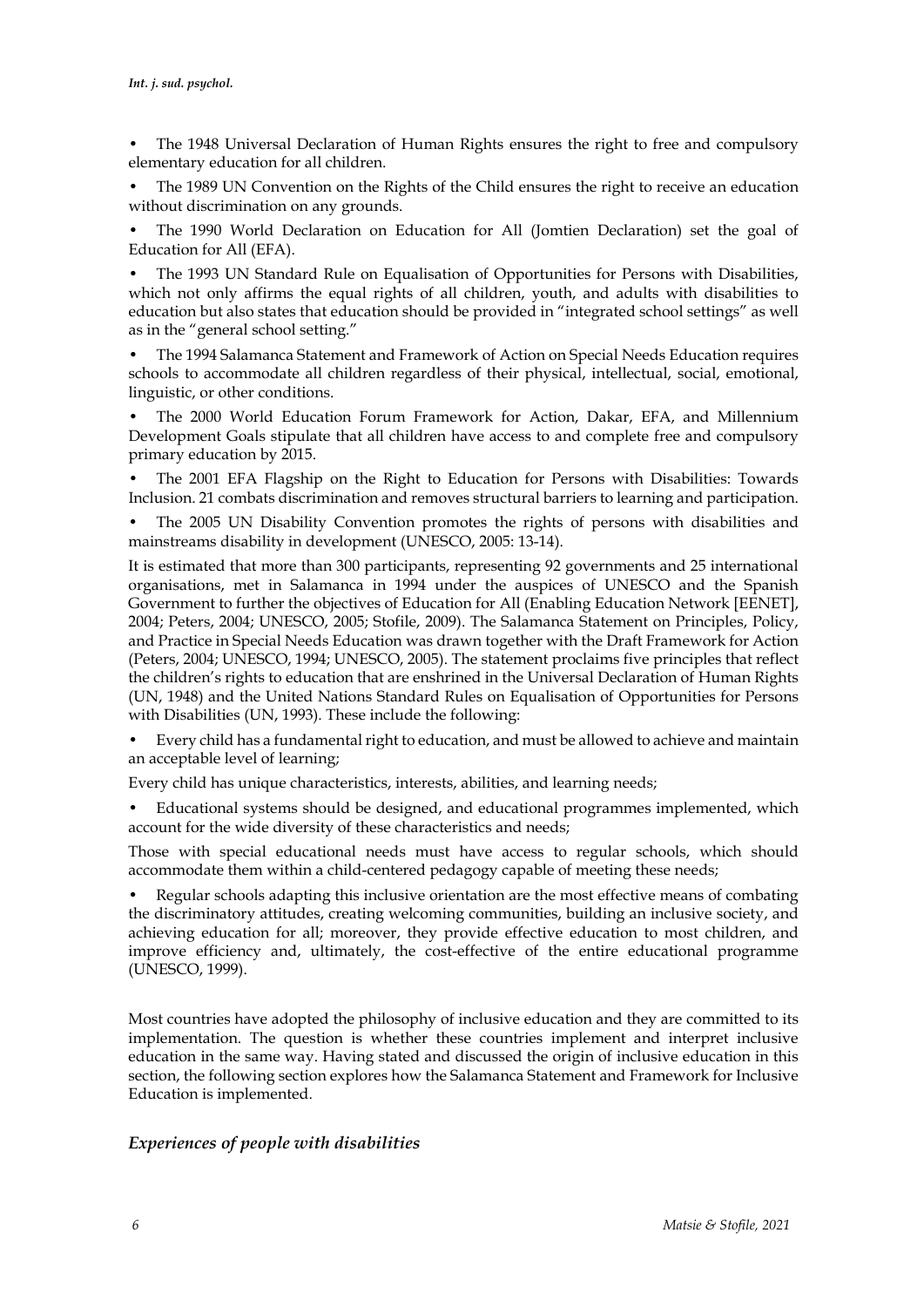- The 1948 Universal Declaration of Human Rights ensures the right to free and compulsory elementary education for all children.
- The 1989 UN Convention on the Rights of the Child ensures the right to receive an education without discrimination on any grounds.
- The 1990 World Declaration on Education for All (Jomtien Declaration) set the goal of Education for All (EFA).
- The 1993 UN Standard Rule on Equalisation of Opportunities for Persons with Disabilities, which not only affirms the equal rights of all children, youth, and adults with disabilities to education but also states that education should be provided in "integrated school settings" as well as in the "general school setting."
- The 1994 Salamanca Statement and Framework of Action on Special Needs Education requires schools to accommodate all children regardless of their physical, intellectual, social, emotional, linguistic, or other conditions.
- The 2000 World Education Forum Framework for Action, Dakar, EFA, and Millennium Development Goals stipulate that all children have access to and complete free and compulsory primary education by 2015.
- The 2001 EFA Flagship on the Right to Education for Persons with Disabilities: Towards Inclusion. 21 combats discrimination and removes structural barriers to learning and participation.
- The 2005 UN Disability Convention promotes the rights of persons with disabilities and mainstreams disability in development (UNESCO, 2005: 13-14).

It is estimated that more than 300 participants, representing 92 governments and 25 international organisations, met in Salamanca in 1994 under the auspices of UNESCO and the Spanish Government to further the objectives of Education for All (Enabling Education Network [EENET], 2004; Peters, 2004; UNESCO, 2005; Stofile, 2009). The Salamanca Statement on Principles, Policy, and Practice in Special Needs Education was drawn together with the Draft Framework for Action (Peters, 2004; UNESCO, 1994; UNESCO, 2005). The statement proclaims five principles that reflect the children's rights to education that are enshrined in the Universal Declaration of Human Rights (UN, 1948) and the United Nations Standard Rules on Equalisation of Opportunities for Persons with Disabilities (UN, 1993). These include the following:

- Every child has a fundamental right to education, and must be allowed to achieve and maintain an acceptable level of learning;

Every child has unique characteristics, interests, abilities, and learning needs;

- Educational systems should be designed, and educational programmes implemented, which account for the wide diversity of these characteristics and needs;

Those with special educational needs must have access to regular schools, which should accommodate them within a child-centered pedagogy capable of meeting these needs;

- Regular schools adapting this inclusive orientation are the most effective means of combating the discriminatory attitudes, creating welcoming communities, building an inclusive society, and achieving education for all; moreover, they provide effective education to most children, and improve efficiency and, ultimately, the cost-effective of the entire educational programme (UNESCO, 1999).

Most countries have adopted the philosophy of inclusive education and they are committed to its implementation. The question is whether these countries implement and interpret inclusive education in the same way. Having stated and discussed the origin of inclusive education in this section, the following section explores how the Salamanca Statement and Framework for Inclusive Education is implemented.

### *Experiences of people with disabilities*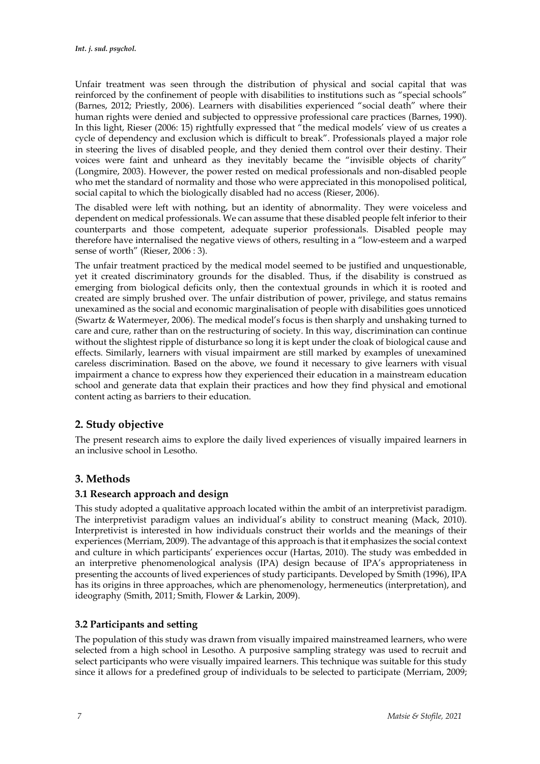Unfair treatment was seen through the distribution of physical and social capital that was reinforced by the confinement of people with disabilities to institutions such as "special schools" (Barnes, 2012; Priestly, 2006). Learners with disabilities experienced "social death" where their human rights were denied and subjected to oppressive professional care practices (Barnes, 1990). In this light, Rieser (2006: 15) rightfully expressed that "the medical models' view of us creates a cycle of dependency and exclusion which is difficult to break". Professionals played a major role in steering the lives of disabled people, and they denied them control over their destiny. Their voices were faint and unheard as they inevitably became the "invisible objects of charity" (Longmire, 2003). However, the power rested on medical professionals and non-disabled people who met the standard of normality and those who were appreciated in this monopolised political, social capital to which the biologically disabled had no access (Rieser, 2006).

The disabled were left with nothing, but an identity of abnormality. They were voiceless and dependent on medical professionals. We can assume that these disabled people felt inferior to their counterparts and those competent, adequate superior professionals. Disabled people may therefore have internalised the negative views of others, resulting in a "low-esteem and a warped sense of worth" (Rieser, 2006 : 3).

The unfair treatment practiced by the medical model seemed to be justified and unquestionable, yet it created discriminatory grounds for the disabled. Thus, if the disability is construed as emerging from biological deficits only, then the contextual grounds in which it is rooted and created are simply brushed over. The unfair distribution of power, privilege, and status remains unexamined as the social and economic marginalisation of people with disabilities goes unnoticed (Swartz & Watermeyer, 2006). The medical model's focus is then sharply and unshaking turned to care and cure, rather than on the restructuring of society. In this way, discrimination can continue without the slightest ripple of disturbance so long it is kept under the cloak of biological cause and effects. Similarly, learners with visual impairment are still marked by examples of unexamined careless discrimination. Based on the above, we found it necessary to give learners with visual impairment a chance to express how they experienced their education in a mainstream education school and generate data that explain their practices and how they find physical and emotional content acting as barriers to their education.

## 2. Study objective

The present research aims to explore the daily lived experiences of visually impaired learners in an inclusive school in Lesotho.

## 3. Methods

### 3.1 Research approach and design

This study adopted a qualitative approach located within the ambit of an interpretivist paradigm. The interpretivist paradigm values an individual's ability to construct meaning (Mack, 2010). Interpretivist is interested in how individuals construct their worlds and the meanings of their experiences (Merriam, 2009). The advantage of this approach is that it emphasizes the social context and culture in which participants' experiences occur (Hartas, 2010). The study was embedded in an interpretive phenomenological analysis (IPA) design because of IPA's appropriateness in presenting the accounts of lived experiences of study participants. Developed by Smith (1996), IPA has its origins in three approaches, which are phenomenology, hermeneutics (interpretation), and ideography (Smith, 2011; Smith, Flower & Larkin, 2009).

### 3.2 Participants and setting

The population of this study was drawn from visually impaired mainstreamed learners, who were selected from a high school in Lesotho. A purposive sampling strategy was used to recruit and select participants who were visually impaired learners. This technique was suitable for this study since it allows for a predefined group of individuals to be selected to participate (Merriam, 2009;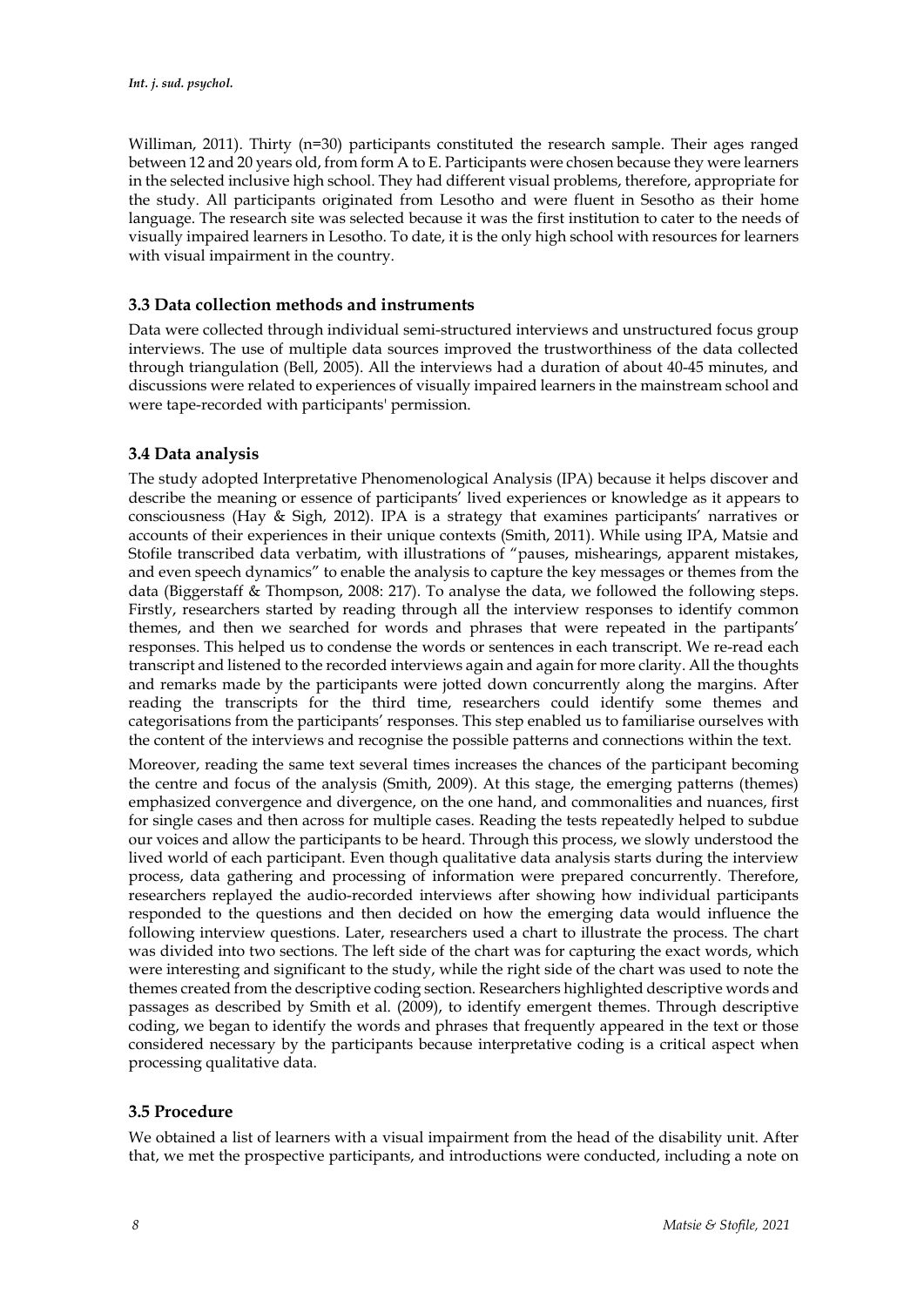Williman, 2011). Thirty (n=30) participants constituted the research sample. Their ages ranged between 12 and 20 years old, from form A to E. Participants were chosen because they were learners in the selected inclusive high school. They had different visual problems, therefore, appropriate for the study. All participants originated from Lesotho and were fluent in Sesotho as their home language. The research site was selected because it was the first institution to cater to the needs of visually impaired learners in Lesotho. To date, it is the only high school with resources for learners with visual impairment in the country.

### 3.3 Data collection methods and instruments

Data were collected through individual semi-structured interviews and unstructured focus group interviews. The use of multiple data sources improved the trustworthiness of the data collected through triangulation (Bell, 2005). All the interviews had a duration of about 40-45 minutes, and discussions were related to experiences of visually impaired learners in the mainstream school and were tape-recorded with participants' permission.

### 3.4 Data analysis

The study adopted Interpretative Phenomenological Analysis (IPA) because it helps discover and describe the meaning or essence of participants' lived experiences or knowledge as it appears to consciousness (Hay & Sigh, 2012). IPA is a strategy that examines participants' narratives or accounts of their experiences in their unique contexts (Smith, 2011). While using IPA, Matsie and Stofile transcribed data verbatim, with illustrations of "pauses, mishearings, apparent mistakes, and even speech dynamics" to enable the analysis to capture the key messages or themes from the data (Biggerstaff & Thompson, 2008: 217). To analyse the data, we followed the following steps. Firstly, researchers started by reading through all the interview responses to identify common themes, and then we searched for words and phrases that were repeated in the partipants' responses. This helped us to condense the words or sentences in each transcript. We re-read each transcript and listened to the recorded interviews again and again for more clarity. All the thoughts and remarks made by the participants were jotted down concurrently along the margins. After reading the transcripts for the third time, researchers could identify some themes and categorisations from the participants' responses. This step enabled us to familiarise ourselves with the content of the interviews and recognise the possible patterns and connections within the text.

Moreover, reading the same text several times increases the chances of the participant becoming the centre and focus of the analysis (Smith, 2009). At this stage, the emerging patterns (themes) emphasized convergence and divergence, on the one hand, and commonalities and nuances, first for single cases and then across for multiple cases. Reading the tests repeatedly helped to subdue our voices and allow the participants to be heard. Through this process, we slowly understood the lived world of each participant. Even though qualitative data analysis starts during the interview process, data gathering and processing of information were prepared concurrently. Therefore, researchers replayed the audio-recorded interviews after showing how individual participants responded to the questions and then decided on how the emerging data would influence the following interview questions. Later, researchers used a chart to illustrate the process. The chart was divided into two sections. The left side of the chart was for capturing the exact words, which were interesting and significant to the study, while the right side of the chart was used to note the themes created from the descriptive coding section. Researchers highlighted descriptive words and passages as described by Smith et al. (2009), to identify emergent themes. Through descriptive coding, we began to identify the words and phrases that frequently appeared in the text or those considered necessary by the participants because interpretative coding is a critical aspect when processing qualitative data.

### 3.5 Procedure

We obtained a list of learners with a visual impairment from the head of the disability unit. After that, we met the prospective participants, and introductions were conducted, including a note on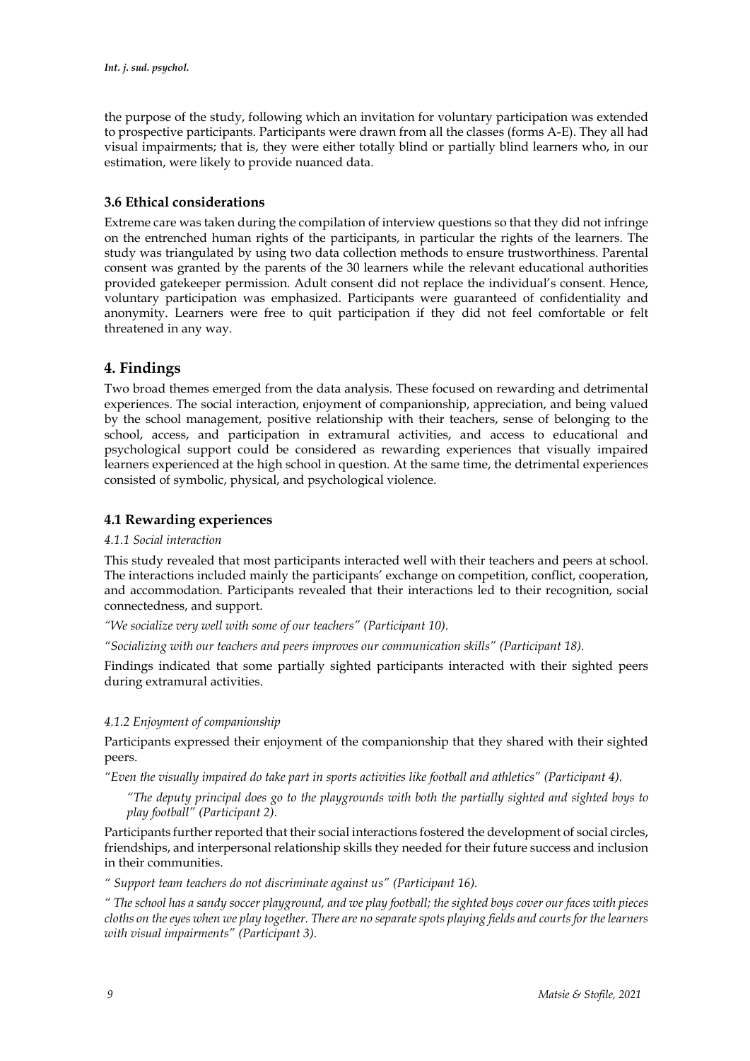the purpose of the study, following which an invitation for voluntary participation was extended to prospective participants. Participants were drawn from all the classes (forms A-E). They all had visual impairments; that is, they were either totally blind or partially blind learners who, in our estimation, were likely to provide nuanced data.

### 3.6 Ethical considerations

Extreme care was taken during the compilation of interview questions so that they did not infringe on the entrenched human rights of the participants, in particular the rights of the learners. The study was triangulated by using two data collection methods to ensure trustworthiness. Parental consent was granted by the parents of the 30 learners while the relevant educational authorities provided gatekeeper permission. Adult consent did not replace the individual's consent. Hence, voluntary participation was emphasized. Participants were guaranteed of confidentiality and anonymity. Learners were free to quit participation if they did not feel comfortable or felt threatened in any way.

## 4. Findings

Two broad themes emerged from the data analysis. These focused on rewarding and detrimental experiences. The social interaction, enjoyment of companionship, appreciation, and being valued by the school management, positive relationship with their teachers, sense of belonging to the school, access, and participation in extramural activities, and access to educational and psychological support could be considered as rewarding experiences that visually impaired learners experienced at the high school in question. At the same time, the detrimental experiences consisted of symbolic, physical, and psychological violence.

### 4.1 Rewarding experiences

*4.1.1 Social interaction*

This study revealed that most participants interacted well with their teachers and peers at school. The interactions included mainly the participants' exchange on competition, conflict, cooperation, and accommodation. Participants revealed that their interactions led to their recognition, social connectedness, and support.

*"We socialize very well with some of our teachers" (Participant 10).*

*"Socializing with our teachers and peers improves our communication skills" (Participant 18).*

Findings indicated that some partially sighted participants interacted with their sighted peers during extramural activities.

*4.1.2 Enjoyment of companionship*

Participants expressed their enjoyment of the companionship that they shared with their sighted peers.

*"Even the visually impaired do take part in sports activities like football and athletics" (Participant 4).*

> *"The deputy principal does go to the playgrounds with both the partially sighted and sighted boys to play football" (Participant 2).*

Participants further reported that their social interactions fostered the development of social circles, friendships, and interpersonal relationship skills they needed for their future success and inclusion in their communities.

*" Support team teachers do not discriminate against us" (Participant 16).*

*" The school has a sandy soccer playground, and we play football; the sighted boys cover our faces with pieces cloths on the eyes when we play together. There are no separate spots playing fields and courts for the learners with visual impairments" (Participant 3).*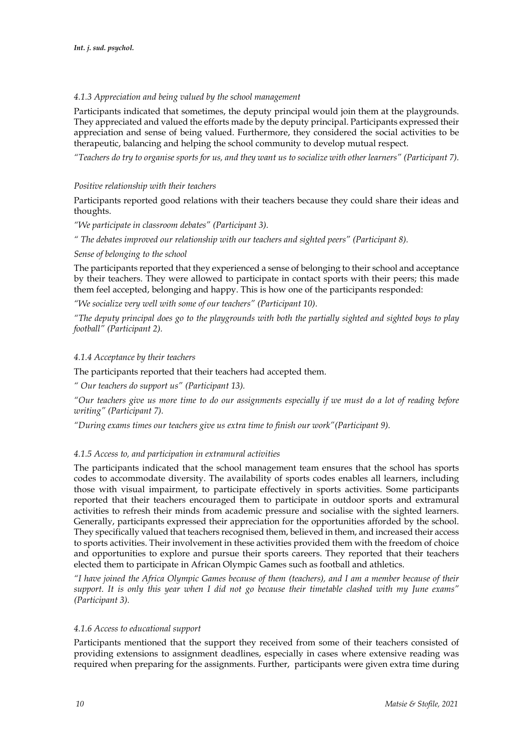#### *4.1.3 Appreciation and being valued by the school management*

Participants indicated that sometimes, the deputy principal would join them at the playgrounds. They appreciated and valued the efforts made by the deputy principal. Participants expressed their appreciation and sense of being valued. Furthermore, they considered the social activities to be therapeutic, balancing and helping the school community to develop mutual respect.

*"Teachers do try to organise sports for us, and they want us to socialize with other learners" (Participant 7).*

*Positive relationship with their teachers*

Participants reported good relations with their teachers because they could share their ideas and thoughts.

*"We participate in classroom debates" (Participant 3).*

*" The debates improved our relationship with our teachers and sighted peers" (Participant 8).*

*Sense of belonging to the school*

The participants reported that they experienced a sense of belonging to their school and acceptance by their teachers. They were allowed to participate in contact sports with their peers; this made them feel accepted, belonging and happy. This is how one of the participants responded:

*"We socialize very well with some of our teachers" (Participant 10).*

*"The deputy principal does go to the playgrounds with both the partially sighted and sighted boys to play football" (Participant 2).*

#### *4.1.4 Acceptance by their teachers*

The participants reported that their teachers had accepted them.

*" Our teachers do support us" (Participant 13).*

*"Our teachers give us more time to do our assignments especially if we must do a lot of reading before writing" (Participant 7).*

*"During exams times our teachers give us extra time to finish our work"(Participant 9).*

#### *4.1.5 Access to, and participation in extramural activities*

The participants indicated that the school management team ensures that the school has sports codes to accommodate diversity. The availability of sports codes enables all learners, including those with visual impairment, to participate effectively in sports activities. Some participants reported that their teachers encouraged them to participate in outdoor sports and extramural activities to refresh their minds from academic pressure and socialise with the sighted learners. Generally, participants expressed their appreciation for the opportunities afforded by the school. They specifically valued that teachers recognised them, believed in them, and increased their access to sports activities. Their involvement in these activities provided them with the freedom of choice and opportunities to explore and pursue their sports careers. They reported that their teachers elected them to participate in African Olympic Games such as football and athletics.

*"I have joined the Africa Olympic Games because of them (teachers), and I am a member because of their support. It is only this year when I did not go because their timetable clashed with my June exams" (Participant 3).*

#### *4.1.6 Access to educational support*

Participants mentioned that the support they received from some of their teachers consisted of providing extensions to assignment deadlines, especially in cases where extensive reading was required when preparing for the assignments. Further, participants were given extra time during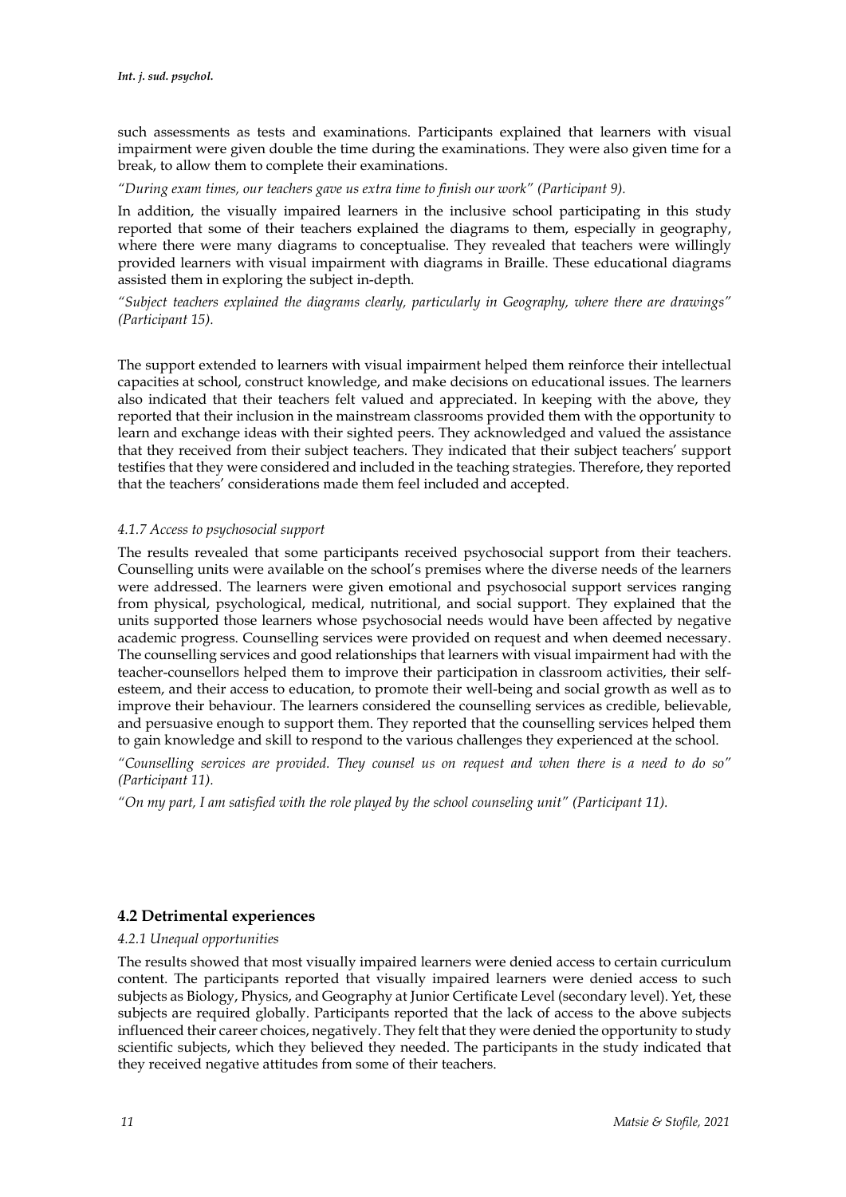such assessments as tests and examinations. Participants explained that learners with visual impairment were given double the time during the examinations. They were also given time for a break, to allow them to complete their examinations.

*"During exam times, our teachers gave us extra time to finish our work" (Participant 9).*

In addition, the visually impaired learners in the inclusive school participating in this study reported that some of their teachers explained the diagrams to them, especially in geography, where there were many diagrams to conceptualise. They revealed that teachers were willingly provided learners with visual impairment with diagrams in Braille. These educational diagrams assisted them in exploring the subject in-depth.

*"Subject teachers explained the diagrams clearly, particularly in Geography, where there are drawings" (Participant 15).*

The support extended to learners with visual impairment helped them reinforce their intellectual capacities at school, construct knowledge, and make decisions on educational issues. The learners also indicated that their teachers felt valued and appreciated. In keeping with the above, they reported that their inclusion in the mainstream classrooms provided them with the opportunity to learn and exchange ideas with their sighted peers. They acknowledged and valued the assistance that they received from their subject teachers. They indicated that their subject teachers' support testifies that they were considered and included in the teaching strategies. Therefore, they reported that the teachers' considerations made them feel included and accepted.

#### *4.1.7 Access to psychosocial support*

The results revealed that some participants received psychosocial support from their teachers. Counselling units were available on the school's premises where the diverse needs of the learners were addressed. The learners were given emotional and psychosocial support services ranging from physical, psychological, medical, nutritional, and social support. They explained that the units supported those learners whose psychosocial needs would have been affected by negative academic progress. Counselling services were provided on request and when deemed necessary. The counselling services and good relationships that learners with visual impairment had with the teacher-counsellors helped them to improve their participation in classroom activities, their self-esteem, and their access to education, to promote their well-being and social growth as well as to improve their behaviour. The learners considered the counselling services as credible, believable, and persuasive enough to support them. They reported that the counselling services helped them to gain knowledge and skill to respond to the various challenges they experienced at the school.

*"Counselling services are provided. They counsel us on request and when there is a need to do so" (Participant 11).*

*"On my part, I am satisfied with the role played by the school counseling unit" (Participant 11).*

### 4.2 Detrimental experiences

#### *4.2.1 Unequal opportunities*

The results showed that most visually impaired learners were denied access to certain curriculum content. The participants reported that visually impaired learners were denied access to such subjects as Biology, Physics, and Geography at Junior Certificate Level (secondary level). Yet, these subjects are required globally. Participants reported that the lack of access to the above subjects influenced their career choices, negatively. They felt that they were denied the opportunity to study scientific subjects, which they believed they needed. The participants in the study indicated that they received negative attitudes from some of their teachers.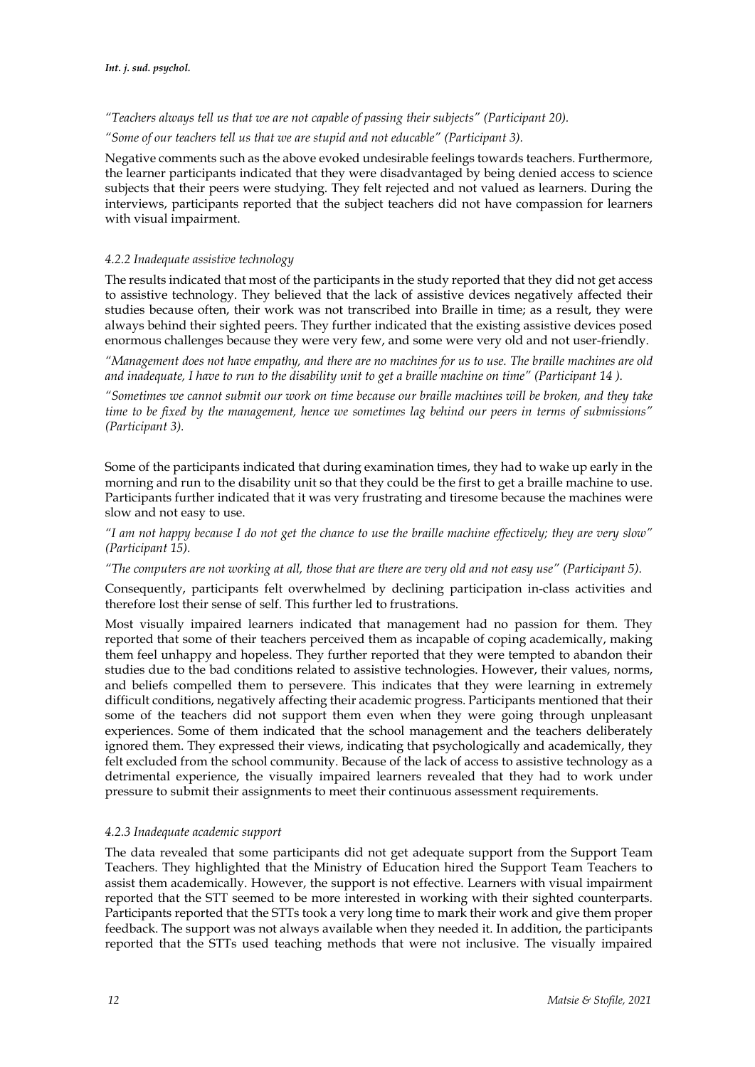*"Teachers always tell us that we are not capable of passing their subjects" (Participant 20).*

*"Some of our teachers tell us that we are stupid and not educable" (Participant 3).*

Negative comments such as the above evoked undesirable feelings towards teachers. Furthermore, the learner participants indicated that they were disadvantaged by being denied access to science subjects that their peers were studying. They felt rejected and not valued as learners. During the interviews, participants reported that the subject teachers did not have compassion for learners with visual impairment.

#### *4.2.2 Inadequate assistive technology*

The results indicated that most of the participants in the study reported that they did not get access to assistive technology. They believed that the lack of assistive devices negatively affected their studies because often, their work was not transcribed into Braille in time; as a result, they were always behind their sighted peers. They further indicated that the existing assistive devices posed enormous challenges because they were very few, and some were very old and not user-friendly.

*"Management does not have empathy, and there are no machines for us to use. The braille machines are old and inadequate, I have to run to the disability unit to get a braille machine on time" (Participant 14 ).*

*"Sometimes we cannot submit our work on time because our braille machines will be broken, and they take time to be fixed by the management, hence we sometimes lag behind our peers in terms of submissions" (Participant 3).*

Some of the participants indicated that during examination times, they had to wake up early in the morning and run to the disability unit so that they could be the first to get a braille machine to use. Participants further indicated that it was very frustrating and tiresome because the machines were slow and not easy to use.

*"I am not happy because I do not get the chance to use the braille machine effectively; they are very slow" (Participant 15).*

*"The computers are not working at all, those that are there are very old and not easy use" (Participant 5).*

Consequently, participants felt overwhelmed by declining participation in-class activities and therefore lost their sense of self. This further led to frustrations.

Most visually impaired learners indicated that management had no passion for them. They reported that some of their teachers perceived them as incapable of coping academically, making them feel unhappy and hopeless. They further reported that they were tempted to abandon their studies due to the bad conditions related to assistive technologies. However, their values, norms, and beliefs compelled them to persevere. This indicates that they were learning in extremely difficult conditions, negatively affecting their academic progress. Participants mentioned that their some of the teachers did not support them even when they were going through unpleasant experiences. Some of them indicated that the school management and the teachers deliberately ignored them. They expressed their views, indicating that psychologically and academically, they felt excluded from the school community. Because of the lack of access to assistive technology as a detrimental experience, the visually impaired learners revealed that they had to work under pressure to submit their assignments to meet their continuous assessment requirements.

#### *4.2.3 Inadequate academic support*

The data revealed that some participants did not get adequate support from the Support Team Teachers. They highlighted that the Ministry of Education hired the Support Team Teachers to assist them academically. However, the support is not effective. Learners with visual impairment reported that the STT seemed to be more interested in working with their sighted counterparts. Participants reported that the STTs took a very long time to mark their work and give them proper feedback. The support was not always available when they needed it. In addition, the participants reported that the STTs used teaching methods that were not inclusive. The visually impaired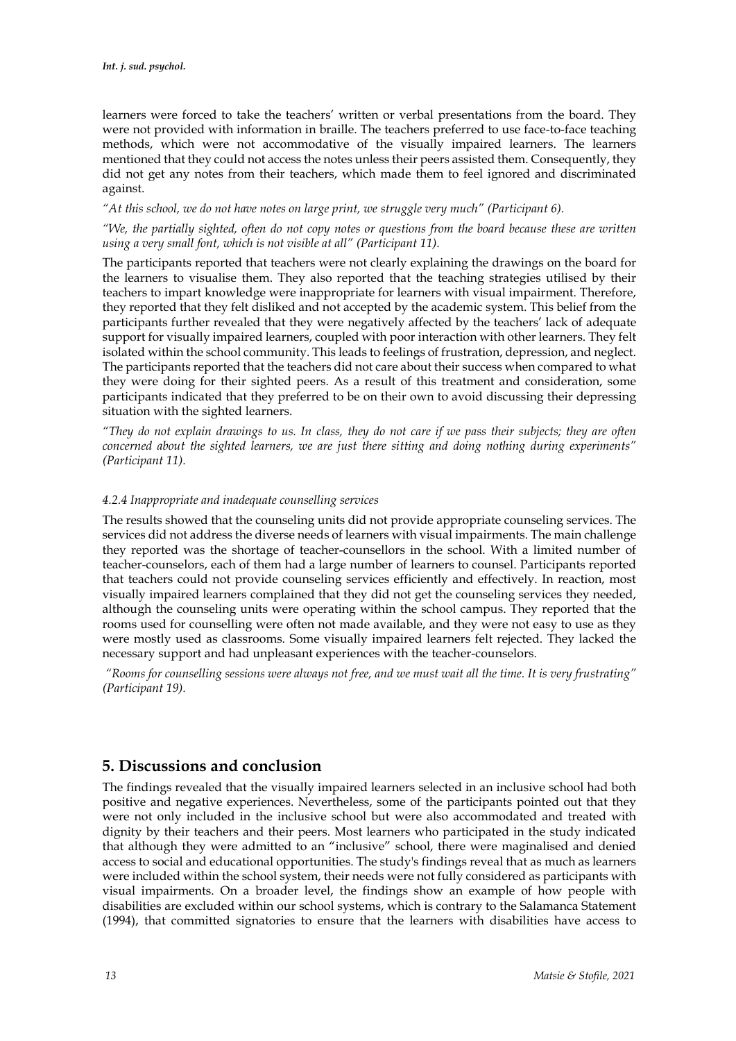learners were forced to take the teachers' written or verbal presentations from the board. They were not provided with information in braille. The teachers preferred to use face-to-face teaching methods, which were not accommodative of the visually impaired learners. The learners mentioned that they could not access the notes unless their peers assisted them. Consequently, they did not get any notes from their teachers, which made them to feel ignored and discriminated against.

*"At this school, we do not have notes on large print, we struggle very much" (Participant 6).*

*"We, the partially sighted, often do not copy notes or questions from the board because these are written using a very small font, which is not visible at all" (Participant 11).*

The participants reported that teachers were not clearly explaining the drawings on the board for the learners to visualise them. They also reported that the teaching strategies utilised by their teachers to impart knowledge were inappropriate for learners with visual impairment. Therefore, they reported that they felt disliked and not accepted by the academic system. This belief from the participants further revealed that they were negatively affected by the teachers' lack of adequate support for visually impaired learners, coupled with poor interaction with other learners. They felt isolated within the school community. This leads to feelings of frustration, depression, and neglect. The participants reported that the teachers did not care about their success when compared to what they were doing for their sighted peers. As a result of this treatment and consideration, some participants indicated that they preferred to be on their own to avoid discussing their depressing situation with the sighted learners.

*"They do not explain drawings to us. In class, they do not care if we pass their subjects; they are often concerned about the sighted learners, we are just there sitting and doing nothing during experiments" (Participant 11).*

#### *4.2.4 Inappropriate and inadequate counselling services*

The results showed that the counseling units did not provide appropriate counseling services. The services did not address the diverse needs of learners with visual impairments. The main challenge they reported was the shortage of teacher-counsellors in the school. With a limited number of teacher-counselors, each of them had a large number of learners to counsel. Participants reported that teachers could not provide counseling services efficiently and effectively. In reaction, most visually impaired learners complained that they did not get the counseling services they needed, although the counseling units were operating within the school campus. They reported that the rooms used for counselling were often not made available, and they were not easy to use as they were mostly used as classrooms. Some visually impaired learners felt rejected. They lacked the necessary support and had unpleasant experiences with the teacher-counselors.

*"Rooms for counselling sessions were always not free, and we must wait all the time. It is very frustrating" (Participant 19).*

## 5. Discussions and conclusion

The findings revealed that the visually impaired learners selected in an inclusive school had both positive and negative experiences. Nevertheless, some of the participants pointed out that they were not only included in the inclusive school but were also accommodated and treated with dignity by their teachers and their peers. Most learners who participated in the study indicated that although they were admitted to an "inclusive" school, there were maginalised and denied access to social and educational opportunities. The study's findings reveal that as much as learners were included within the school system, their needs were not fully considered as participants with visual impairments. On a broader level, the findings show an example of how people with disabilities are excluded within our school systems, which is contrary to the Salamanca Statement (1994), that committed signatories to ensure that the learners with disabilities have access to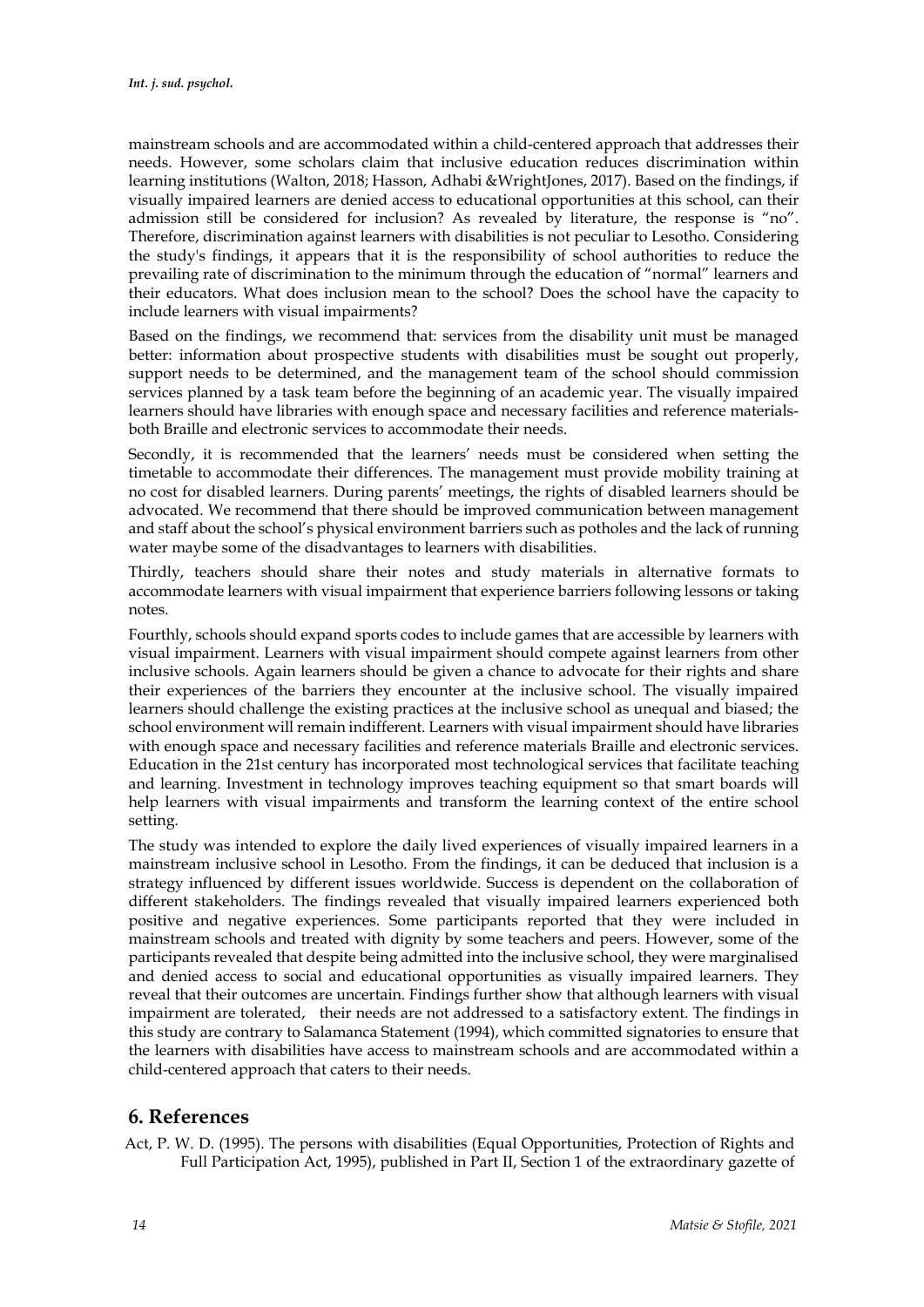mainstream schools and are accommodated within a child-centered approach that addresses their needs. However, some scholars claim that inclusive education reduces discrimination within learning institutions (Walton, 2018; Hasson, Adhabi &WrightJones, 2017). Based on the findings, if visually impaired learners are denied access to educational opportunities at this school, can their admission still be considered for inclusion? As revealed by literature, the response is "no". Therefore, discrimination against learners with disabilities is not peculiar to Lesotho. Considering the study's findings, it appears that it is the responsibility of school authorities to reduce the prevailing rate of discrimination to the minimum through the education of "normal" learners and their educators. What does inclusion mean to the school? Does the school have the capacity to include learners with visual impairments?

Based on the findings, we recommend that: services from the disability unit must be managed better: information about prospective students with disabilities must be sought out properly, support needs to be determined, and the management team of the school should commission services planned by a task team before the beginning of an academic year. The visually impaired learners should have libraries with enough space and necessary facilities and reference materials-both Braille and electronic services to accommodate their needs.

Secondly, it is recommended that the learners' needs must be considered when setting the timetable to accommodate their differences. The management must provide mobility training at no cost for disabled learners. During parents' meetings, the rights of disabled learners should be advocated. We recommend that there should be improved communication between management and staff about the school's physical environment barriers such as potholes and the lack of running water maybe some of the disadvantages to learners with disabilities.

Thirdly, teachers should share their notes and study materials in alternative formats to accommodate learners with visual impairment that experience barriers following lessons or taking notes.

Fourthly, schools should expand sports codes to include games that are accessible by learners with visual impairment. Learners with visual impairment should compete against learners from other inclusive schools. Again learners should be given a chance to advocate for their rights and share their experiences of the barriers they encounter at the inclusive school. The visually impaired learners should challenge the existing practices at the inclusive school as unequal and biased; the school environment will remain indifferent. Learners with visual impairment should have libraries with enough space and necessary facilities and reference materials Braille and electronic services. Education in the 21st century has incorporated most technological services that facilitate teaching and learning. Investment in technology improves teaching equipment so that smart boards will help learners with visual impairments and transform the learning context of the entire school setting.

The study was intended to explore the daily lived experiences of visually impaired learners in a mainstream inclusive school in Lesotho. From the findings, it can be deduced that inclusion is a strategy influenced by different issues worldwide. Success is dependent on the collaboration of different stakeholders. The findings revealed that visually impaired learners experienced both positive and negative experiences. Some participants reported that they were included in mainstream schools and treated with dignity by some teachers and peers. However, some of the participants revealed that despite being admitted into the inclusive school, they were marginalised and denied access to social and educational opportunities as visually impaired learners. They reveal that their outcomes are uncertain. Findings further show that although learners with visual impairment are tolerated, their needs are not addressed to a satisfactory extent. The findings in this study are contrary to Salamanca Statement (1994), which committed signatories to ensure that the learners with disabilities have access to mainstream schools and are accommodated within a child-centered approach that caters to their needs.

## 6. References

Act, P. W. D. (1995). The persons with disabilities (Equal Opportunities, Protection of Rights and Full Participation Act, 1995), published in Part II, Section 1 of the extraordinary gazette of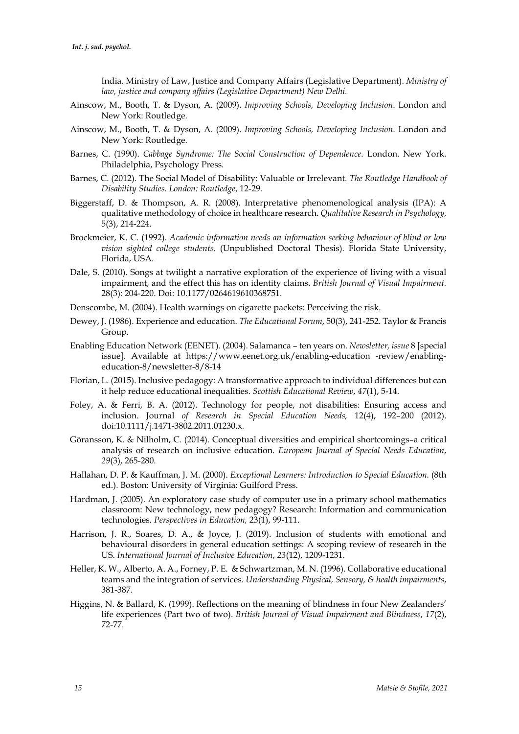India. Ministry of Law, Justice and Company Affairs (Legislative Department). *Ministry of law, justice and company affairs (Legislative Department) New Delhi.*

Ainscow, M., Booth, T. & Dyson, A. (2009). *Improving Schools, Developing Inclusion*. London and New York: Routledge.

Ainscow, M., Booth, T. & Dyson, A. (2009). *Improving Schools, Developing Inclusion*. London and New York: Routledge.

Barnes, C. (1990). *Cabbage Syndrome: The Social Construction of Dependence*. London. New York. Philadelphia, Psychology Press.

Barnes, C. (2012). The Social Model of Disability: Valuable or Irrelevant. *The Routledge Handbook of Disability Studies. London: Routledge*, 12-29.

Biggerstaff, D. & Thompson, A. R. (2008). Interpretative phenomenological analysis (IPA): A qualitative methodology of choice in healthcare research. *Qualitative Research in Psychology,* 5(3), 214-224.

Brockmeier, K. C. (1992). *Academic information needs an information seeking behaviour of blind or low vision sighted college students*. (Unpublished Doctoral Thesis). Florida State University, Florida, USA.

Dale, S. (2010). Songs at twilight a narrative exploration of the experience of living with a visual impairment, and the effect this has on identity claims. *British Journal of Visual Impairment.* 28(3): 204-220. Doi: 10.1177/0264619610368751.

Denscombe, M. (2004). Health warnings on cigarette packets: Perceiving the risk.

Dewey, J. (1986). Experience and education. *The Educational Forum*, 50(3), 241-252. Taylor & Francis Group.

Enabling Education Network (EENET). (2004). Salamanca – ten years on. *Newsletter, issue* 8 [special issue]. Available at https://www.eenet.org.uk/enabling-education -review/enabling-education-8/newsletter-8/8-14

Florian, L. (2015). Inclusive pedagogy: A transformative approach to individual differences but can it help reduce educational inequalities. *Scottish Educational Review*, *47*(1), 5-14.

Foley, A. & Ferri, B. A. (2012). Technology for people, not disabilities: Ensuring access and inclusion. Journal *of Research in Special Education Needs,* 12(4), 192–200 (2012). doi:10.1111/j.1471-3802.2011.01230.x.

Göransson, K. & Nilholm, C. (2014). Conceptual diversities and empirical shortcomings–a critical analysis of research on inclusive education. *European Journal of Special Needs Education*, *29*(3), 265-280.

Hallahan, D. P. & Kauffman, J. M. (2000). *Exceptional Learners: Introduction to Special Education.* (8th ed.). Boston: University of Virginia: Guilford Press.

Hardman, J. (2005). An exploratory case study of computer use in a primary school mathematics classroom: New technology, new pedagogy? Research: Information and communication technologies. *Perspectives in Education,* 23(1), 99-111.

Harrison, J. R., Soares, D. A., & Joyce, J. (2019). Inclusion of students with emotional and behavioural disorders in general education settings: A scoping review of research in the US. *International Journal of Inclusive Education*, *23*(12), 1209-1231.

Heller, K. W., Alberto, A. A., Forney, P. E. & Schwartzman, M. N. (1996). Collaborative educational teams and the integration of services. *Understanding Physical, Sensory, & health impairments*, 381-387.

Higgins, N. & Ballard, K. (1999). Reflections on the meaning of blindness in four New Zealanders' life experiences (Part two of two). *British Journal of Visual Impairment and Blindness*, *17*(2), 72-77.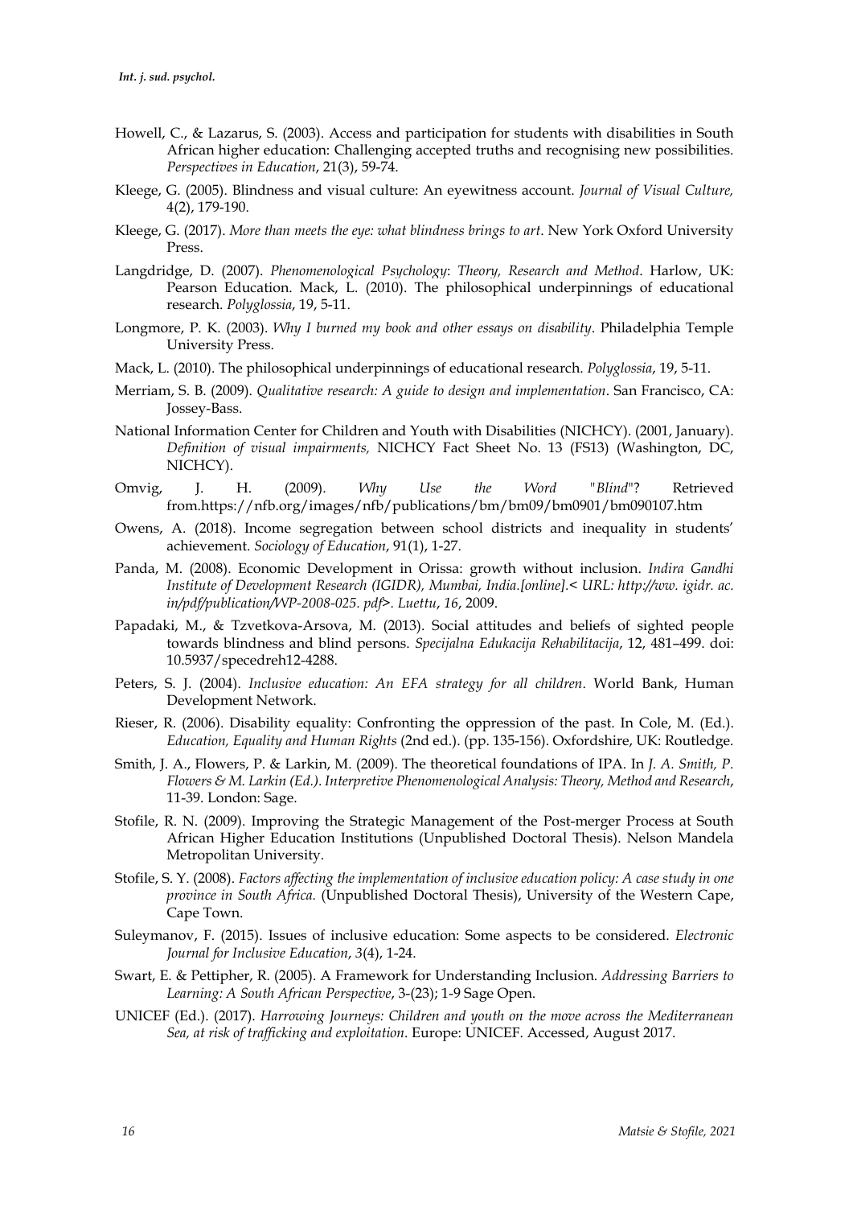Howell, C., & Lazarus, S. (2003). Access and participation for students with disabilities in South African higher education: Challenging accepted truths and recognising new possibilities. *Perspectives in Education*, 21(3), 59-74.

Kleege, G. (2005). Blindness and visual culture: An eyewitness account. *Journal of Visual Culture,* 4(2), 179-190.

Kleege, G. (2017). *More than meets the eye: what blindness brings to art*. New York Oxford University Press.

Langdridge, D. (2007). *Phenomenological Psychology*: *Theory, Research and Method*. Harlow, UK: Pearson Education. Mack, L. (2010). The philosophical underpinnings of educational research. *Polyglossia*, 19, 5-11.

Longmore, P. K. (2003). *Why I burned my book and other essays on disability*. Philadelphia Temple University Press.

Mack, L. (2010). The philosophical underpinnings of educational research. *Polyglossia*, 19, 5-11.

Merriam, S. B. (2009). *Qualitative research: A guide to design and implementation*. San Francisco, CA: Jossey-Bass.

National Information Center for Children and Youth with Disabilities (NICHCY). (2001, January). *Definition of visual impairments,* NICHCY Fact Sheet No. 13 (FS13) (Washington, DC, NICHCY).

Omvig, J. H. (2009). *Why Use the Word "Blind*"? Retrieved from.https://nfb.org/images/nfb/publications/bm/bm09/bm0901/bm090107.htm

Owens, A. (2018). Income segregation between school districts and inequality in students' achievement. *Sociology of Education*, 91(1), 1-27.

Panda, M. (2008). Economic Development in Orissa: growth without inclusion. *Indira Gandhi Institute of Development Research (IGIDR), Mumbai, India.[online].< URL: http://ww. igidr. ac. in/pdf/publication/WP-2008-025. pdf>. Luettu*, *16*, 2009.

Papadaki, M., & Tzvetkova-Arsova, M. (2013). Social attitudes and beliefs of sighted people towards blindness and blind persons. *Specijalna Edukacija Rehabilitacija*, 12, 481–499. doi: 10.5937/specedreh12-4288.

Peters, S. J. (2004). *Inclusive education: An EFA strategy for all children*. World Bank, Human Development Network.

Rieser, R. (2006). Disability equality: Confronting the oppression of the past. In Cole, M. (Ed.). *Education, Equality and Human Rights* (2nd ed.). (pp. 135-156). Oxfordshire, UK: Routledge.

Smith, J. A., Flowers, P. & Larkin, M. (2009). The theoretical foundations of IPA. In *J. A. Smith, P. Flowers & M. Larkin (Ed.). Interpretive Phenomenological Analysis: Theory, Method and Research*, 11-39. London: Sage.

Stofile, R. N. (2009). Improving the Strategic Management of the Post-merger Process at South African Higher Education Institutions (Unpublished Doctoral Thesis). Nelson Mandela Metropolitan University.

Stofile, S. Y. (2008). *Factors affecting the implementation of inclusive education policy: A case study in one province in South Africa.* (Unpublished Doctoral Thesis), University of the Western Cape, Cape Town.

Suleymanov, F. (2015). Issues of inclusive education: Some aspects to be considered. *Electronic Journal for Inclusive Education*, *3*(4), 1-24.

Swart, E. & Pettipher, R. (2005). A Framework for Understanding Inclusion. *Addressing Barriers to Learning: A South African Perspective*, 3-(23); 1-9 Sage Open.

UNICEF (Ed.). (2017). *Harrowing Journeys: Children and youth on the move across the Mediterranean Sea, at risk of trafficking and exploitation*. Europe: UNICEF. Accessed, August 2017.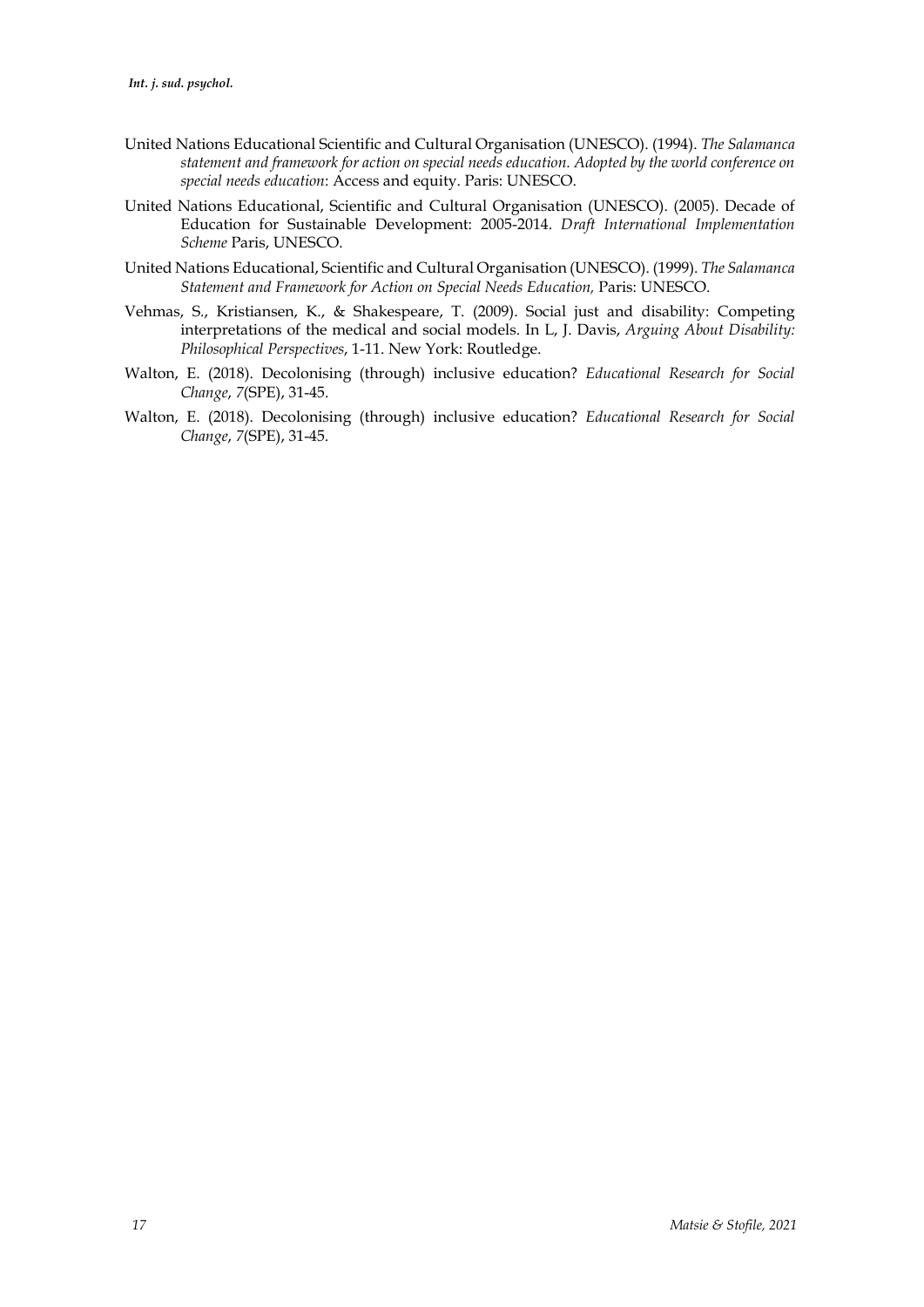United Nations Educational Scientific and Cultural Organisation (UNESCO). (1994). *The Salamanca statement and framework for action on special needs education. Adopted by the world conference on special needs education*: Access and equity. Paris: UNESCO.

United Nations Educational, Scientific and Cultural Organisation (UNESCO). (2005). Decade of Education for Sustainable Development: 2005-2014. *Draft International Implementation Scheme* Paris, UNESCO.

United Nations Educational, Scientific and Cultural Organisation (UNESCO). (1999). *The Salamanca Statement and Framework for Action on Special Needs Education,* Paris: UNESCO.

Vehmas, S., Kristiansen, K., & Shakespeare, T. (2009). Social just and disability: Competing interpretations of the medical and social models. In L, J. Davis, *Arguing About Disability: Philosophical Perspectives*, 1-11. New York: Routledge.

Walton, E. (2018). Decolonising (through) inclusive education? *Educational Research for Social Change*, *7*(SPE), 31-45.

Walton, E. (2018). Decolonising (through) inclusive education? *Educational Research for Social Change*, *7*(SPE), 31-45.